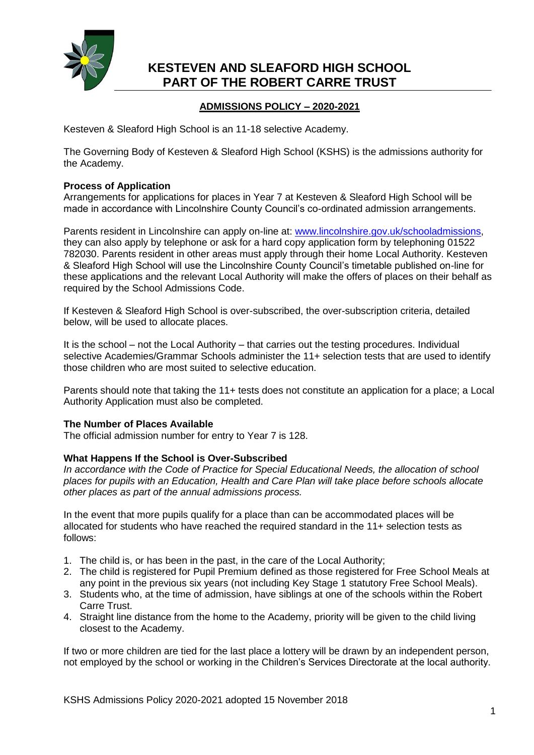# KESTEVEN AND SLEAFORD HIGH SCHOOL
# PART OF THE ROBERT CARRE TRUST

## ADMISSIONS POLICY – 2020-2021

Kesteven & Sleaford High School is an 11-18 selective Academy.

The Governing Body of Kesteven & Sleaford High School (KSHS) is the admissions authority for the Academy.

**Process of Application**
Arrangements for applications for places in Year 7 at Kesteven & Sleaford High School will be made in accordance with Lincolnshire County Council's co-ordinated admission arrangements.

Parents resident in Lincolnshire can apply on-line at: www.lincolnshire.gov.uk/schooladmissions, they can also apply by telephone or ask for a hard copy application form by telephoning 01522 782030. Parents resident in other areas must apply through their home Local Authority. Kesteven & Sleaford High School will use the Lincolnshire County Council's timetable published on-line for these applications and the relevant Local Authority will make the offers of places on their behalf as required by the School Admissions Code.

If Kesteven & Sleaford High School is over-subscribed, the over-subscription criteria, detailed below, will be used to allocate places.

It is the school – not the Local Authority – that carries out the testing procedures. Individual selective Academies/Grammar Schools administer the 11+ selection tests that are used to identify those children who are most suited to selective education.

Parents should note that taking the 11+ tests does not constitute an application for a place; a Local Authority Application must also be completed.

**The Number of Places Available**
The official admission number for entry to Year 7 is 128.

**What Happens If the School is Over-Subscribed**
*In accordance with the Code of Practice for Special Educational Needs, the allocation of school places for pupils with an Education, Health and Care Plan will take place before schools allocate other places as part of the annual admissions process.*

In the event that more pupils qualify for a place than can be accommodated places will be allocated for students who have reached the required standard in the 11+ selection tests as follows:

1. The child is, or has been in the past, in the care of the Local Authority;
2. The child is registered for Pupil Premium defined as those registered for Free School Meals at any point in the previous six years (not including Key Stage 1 statutory Free School Meals).
3. Students who, at the time of admission, have siblings at one of the schools within the Robert Carre Trust.
4. Straight line distance from the home to the Academy, priority will be given to the child living closest to the Academy.

If two or more children are tied for the last place a lottery will be drawn by an independent person, not employed by the school or working in the Children's Services Directorate at the local authority.

KSHS Admissions Policy 2020-2021 adopted 15 November 2018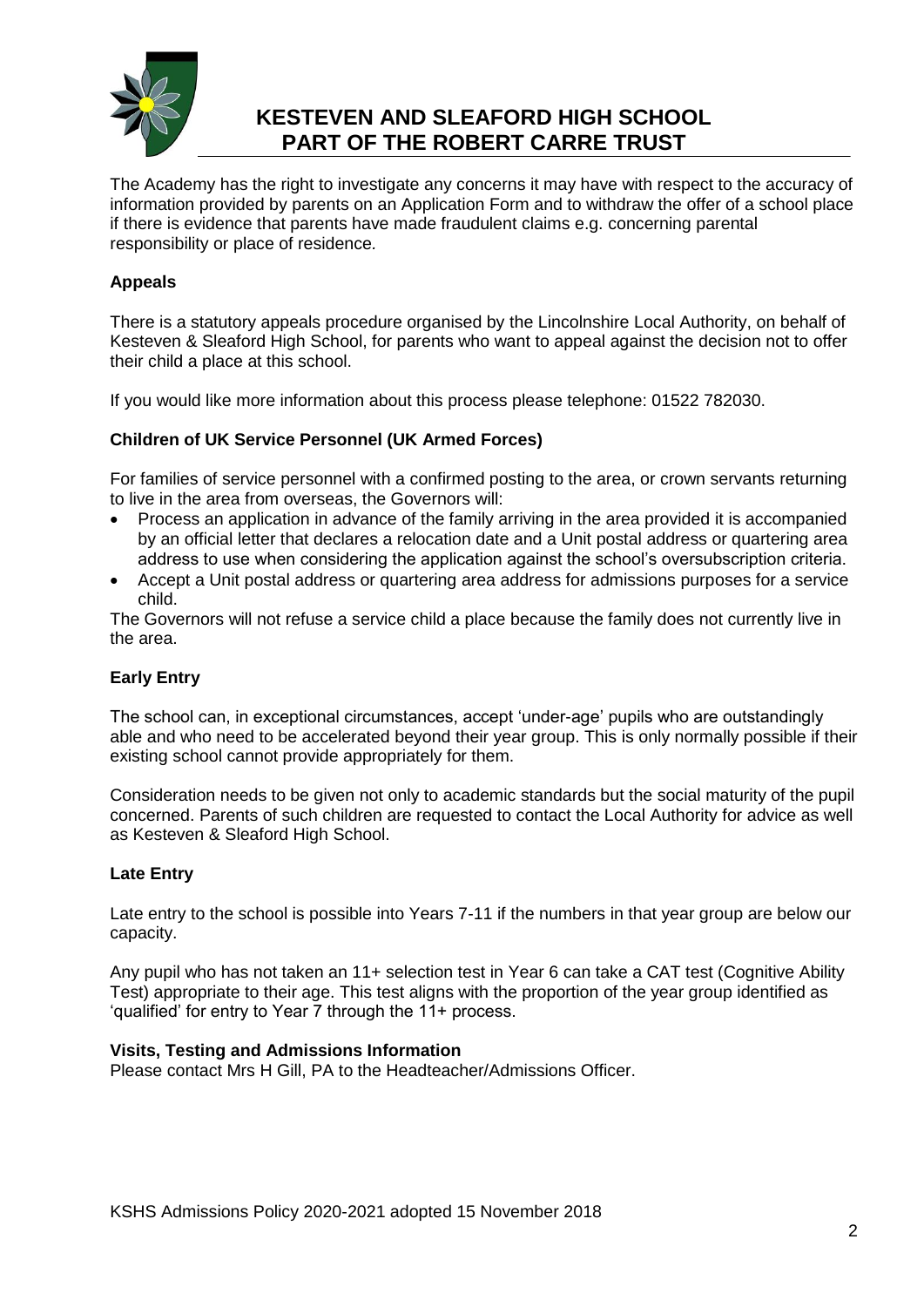The Academy has the right to investigate any concerns it may have with respect to the accuracy of information provided by parents on an Application Form and to withdraw the offer of a school place if there is evidence that parents have made fraudulent claims e.g. concerning parental responsibility or place of residence*.*

## Appeals

There is a statutory appeals procedure organised by the Lincolnshire Local Authority, on behalf of Kesteven & Sleaford High School, for parents who want to appeal against the decision not to offer their child a place at this school.

If you would like more information about this process please telephone: 01522 782030.

## Children of UK Service Personnel (UK Armed Forces)

For families of service personnel with a confirmed posting to the area, or crown servants returning to live in the area from overseas, the Governors will:

- Process an application in advance of the family arriving in the area provided it is accompanied by an official letter that declares a relocation date and a Unit postal address or quartering area address to use when considering the application against the school's oversubscription criteria.
- Accept a Unit postal address or quartering area address for admissions purposes for a service child.

The Governors will not refuse a service child a place because the family does not currently live in the area.

## Early Entry

The school can, in exceptional circumstances, accept 'under-age' pupils who are outstandingly able and who need to be accelerated beyond their year group. This is only normally possible if their existing school cannot provide appropriately for them.

Consideration needs to be given not only to academic standards but the social maturity of the pupil concerned. Parents of such children are requested to contact the Local Authority for advice as well as Kesteven & Sleaford High School.

## Late Entry

Late entry to the school is possible into Years 7-11 if the numbers in that year group are below our capacity.

Any pupil who has not taken an 11+ selection test in Year 6 can take a CAT test (Cognitive Ability Test) appropriate to their age. This test aligns with the proportion of the year group identified as 'qualified' for entry to Year 7 through the 11+ process.

## Visits, Testing and Admissions Information

Please contact Mrs H Gill, PA to the Headteacher/Admissions Officer.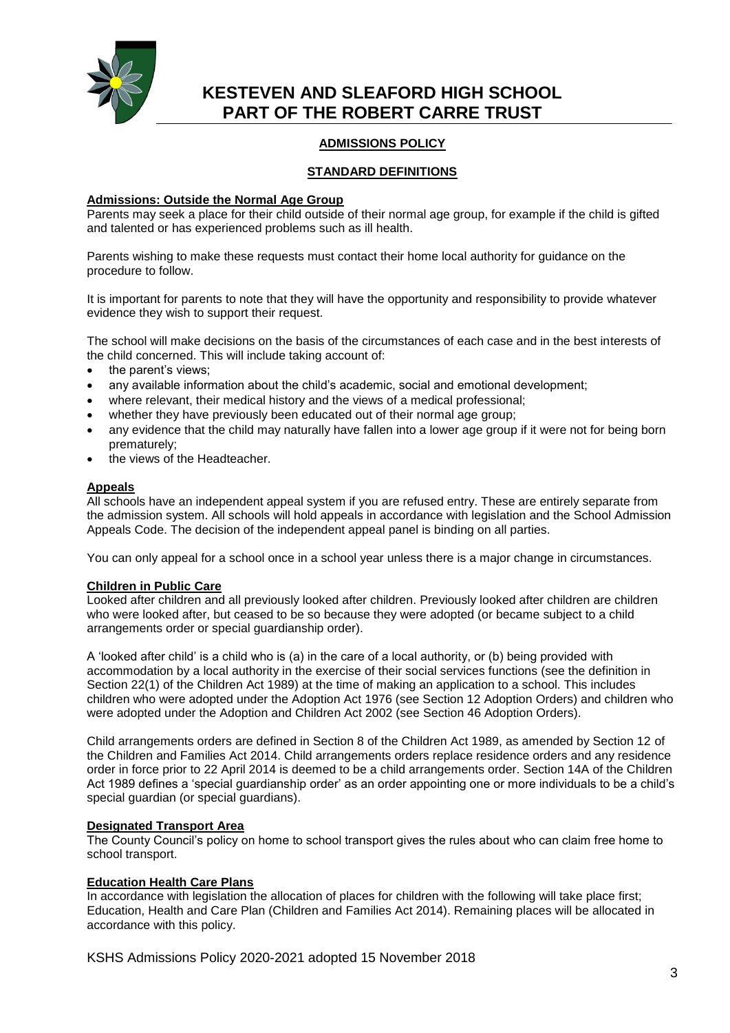# KESTEVEN AND SLEAFORD HIGH SCHOOL PART OF THE ROBERT CARRE TRUST

## ADMISSIONS POLICY

## STANDARD DEFINITIONS

### Admissions: Outside the Normal Age Group

Parents may seek a place for their child outside of their normal age group, for example if the child is gifted and talented or has experienced problems such as ill health.

Parents wishing to make these requests must contact their home local authority for guidance on the procedure to follow.

It is important for parents to note that they will have the opportunity and responsibility to provide whatever evidence they wish to support their request.

The school will make decisions on the basis of the circumstances of each case and in the best interests of the child concerned. This will include taking account of:

- the parent's views;
- any available information about the child's academic, social and emotional development;
- where relevant, their medical history and the views of a medical professional;
- whether they have previously been educated out of their normal age group;
- any evidence that the child may naturally have fallen into a lower age group if it were not for being born prematurely;
- the views of the Headteacher.

### Appeals

All schools have an independent appeal system if you are refused entry. These are entirely separate from the admission system. All schools will hold appeals in accordance with legislation and the School Admission Appeals Code. The decision of the independent appeal panel is binding on all parties.

You can only appeal for a school once in a school year unless there is a major change in circumstances.

### Children in Public Care

Looked after children and all previously looked after children. Previously looked after children are children who were looked after, but ceased to be so because they were adopted (or became subject to a child arrangements order or special guardianship order).

A 'looked after child' is a child who is (a) in the care of a local authority, or (b) being provided with accommodation by a local authority in the exercise of their social services functions (see the definition in Section 22(1) of the Children Act 1989) at the time of making an application to a school. This includes children who were adopted under the Adoption Act 1976 (see Section 12 Adoption Orders) and children who were adopted under the Adoption and Children Act 2002 (see Section 46 Adoption Orders).

Child arrangements orders are defined in Section 8 of the Children Act 1989, as amended by Section 12 of the Children and Families Act 2014. Child arrangements orders replace residence orders and any residence order in force prior to 22 April 2014 is deemed to be a child arrangements order. Section 14A of the Children Act 1989 defines a 'special guardianship order' as an order appointing one or more individuals to be a child's special guardian (or special guardians).

### Designated Transport Area

The County Council's policy on home to school transport gives the rules about who can claim free home to school transport.

### Education Health Care Plans

In accordance with legislation the allocation of places for children with the following will take place first; Education, Health and Care Plan (Children and Families Act 2014). Remaining places will be allocated in accordance with this policy.

KSHS Admissions Policy 2020-2021 adopted 15 November 2018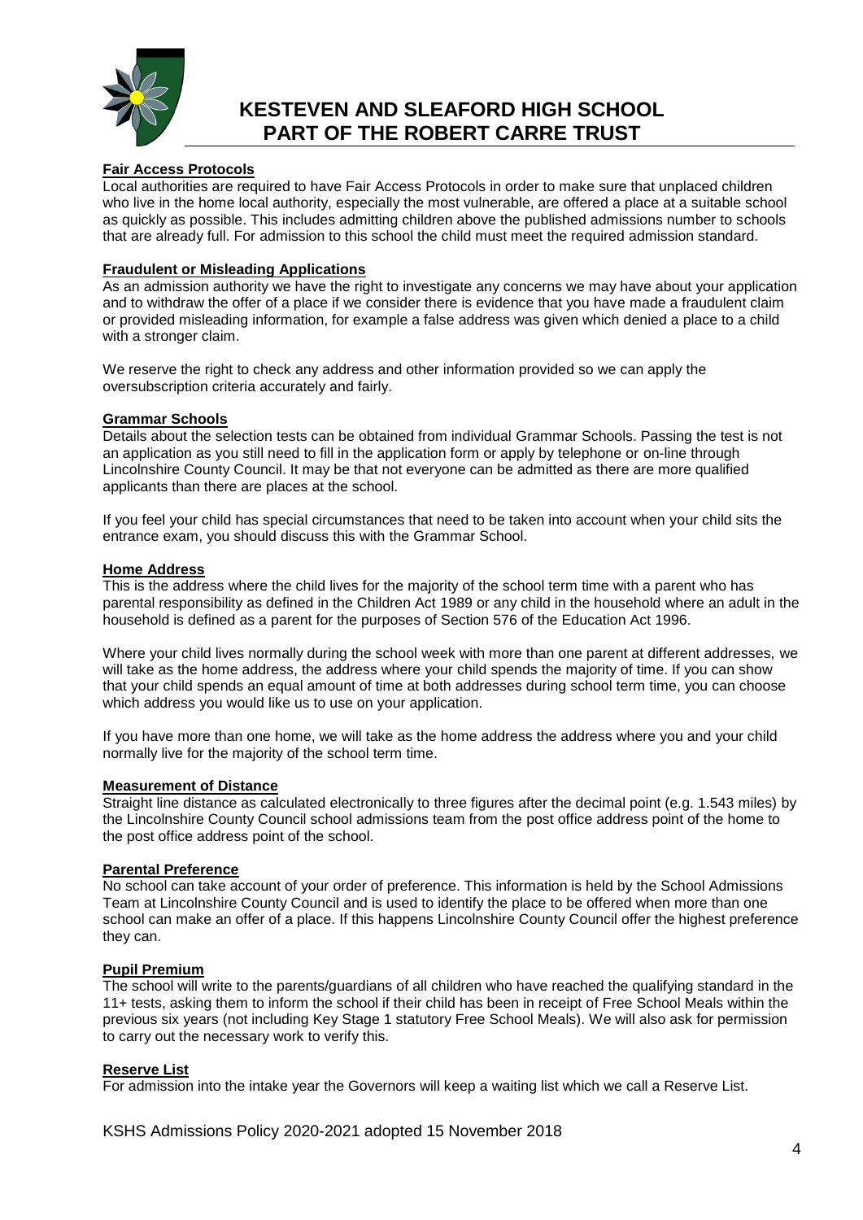# KESTEVEN AND SLEAFORD HIGH SCHOOL PART OF THE ROBERT CARRE TRUST

**Fair Access Protocols**

Local authorities are required to have Fair Access Protocols in order to make sure that unplaced children who live in the home local authority, especially the most vulnerable, are offered a place at a suitable school as quickly as possible. This includes admitting children above the published admissions number to schools that are already full. For admission to this school the child must meet the required admission standard.

**Fraudulent or Misleading Applications**

As an admission authority we have the right to investigate any concerns we may have about your application and to withdraw the offer of a place if we consider there is evidence that you have made a fraudulent claim or provided misleading information, for example a false address was given which denied a place to a child with a stronger claim.

We reserve the right to check any address and other information provided so we can apply the oversubscription criteria accurately and fairly.

**Grammar Schools**

Details about the selection tests can be obtained from individual Grammar Schools. Passing the test is not an application as you still need to fill in the application form or apply by telephone or on-line through Lincolnshire County Council. It may be that not everyone can be admitted as there are more qualified applicants than there are places at the school.

If you feel your child has special circumstances that need to be taken into account when your child sits the entrance exam, you should discuss this with the Grammar School.

**Home Address**

This is the address where the child lives for the majority of the school term time with a parent who has parental responsibility as defined in the Children Act 1989 or any child in the household where an adult in the household is defined as a parent for the purposes of Section 576 of the Education Act 1996.

Where your child lives normally during the school week with more than one parent at different addresses, we will take as the home address, the address where your child spends the majority of time. If you can show that your child spends an equal amount of time at both addresses during school term time, you can choose which address you would like us to use on your application.

If you have more than one home, we will take as the home address the address where you and your child normally live for the majority of the school term time.

**Measurement of Distance**

Straight line distance as calculated electronically to three figures after the decimal point (e.g. 1.543 miles) by the Lincolnshire County Council school admissions team from the post office address point of the home to the post office address point of the school.

**Parental Preference**

No school can take account of your order of preference. This information is held by the School Admissions Team at Lincolnshire County Council and is used to identify the place to be offered when more than one school can make an offer of a place. If this happens Lincolnshire County Council offer the highest preference they can.

**Pupil Premium**

The school will write to the parents/guardians of all children who have reached the qualifying standard in the 11+ tests, asking them to inform the school if their child has been in receipt of Free School Meals within the previous six years (not including Key Stage 1 statutory Free School Meals). We will also ask for permission to carry out the necessary work to verify this.

**Reserve List**

For admission into the intake year the Governors will keep a waiting list which we call a Reserve List.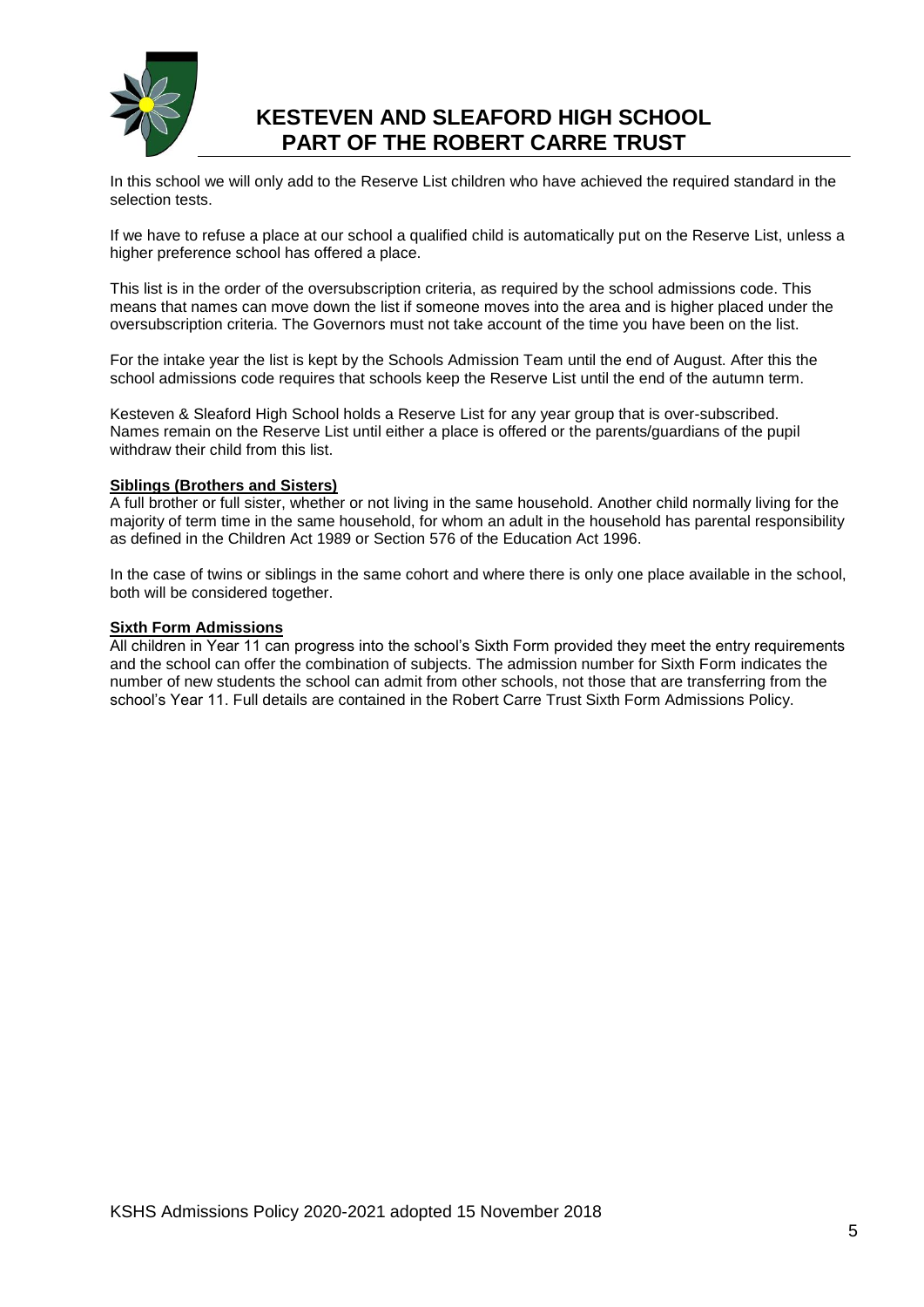In this school we will only add to the Reserve List children who have achieved the required standard in the selection tests.

If we have to refuse a place at our school a qualified child is automatically put on the Reserve List, unless a higher preference school has offered a place.

This list is in the order of the oversubscription criteria, as required by the school admissions code. This means that names can move down the list if someone moves into the area and is higher placed under the oversubscription criteria. The Governors must not take account of the time you have been on the list.

For the intake year the list is kept by the Schools Admission Team until the end of August. After this the school admissions code requires that schools keep the Reserve List until the end of the autumn term.

Kesteven & Sleaford High School holds a Reserve List for any year group that is over-subscribed. Names remain on the Reserve List until either a place is offered or the parents/guardians of the pupil withdraw their child from this list.

**Siblings (Brothers and Sisters)**

A full brother or full sister, whether or not living in the same household. Another child normally living for the majority of term time in the same household, for whom an adult in the household has parental responsibility as defined in the Children Act 1989 or Section 576 of the Education Act 1996.

In the case of twins or siblings in the same cohort and where there is only one place available in the school, both will be considered together.

**Sixth Form Admissions**

All children in Year 11 can progress into the school's Sixth Form provided they meet the entry requirements and the school can offer the combination of subjects. The admission number for Sixth Form indicates the number of new students the school can admit from other schools, not those that are transferring from the school's Year 11. Full details are contained in the Robert Carre Trust Sixth Form Admissions Policy.